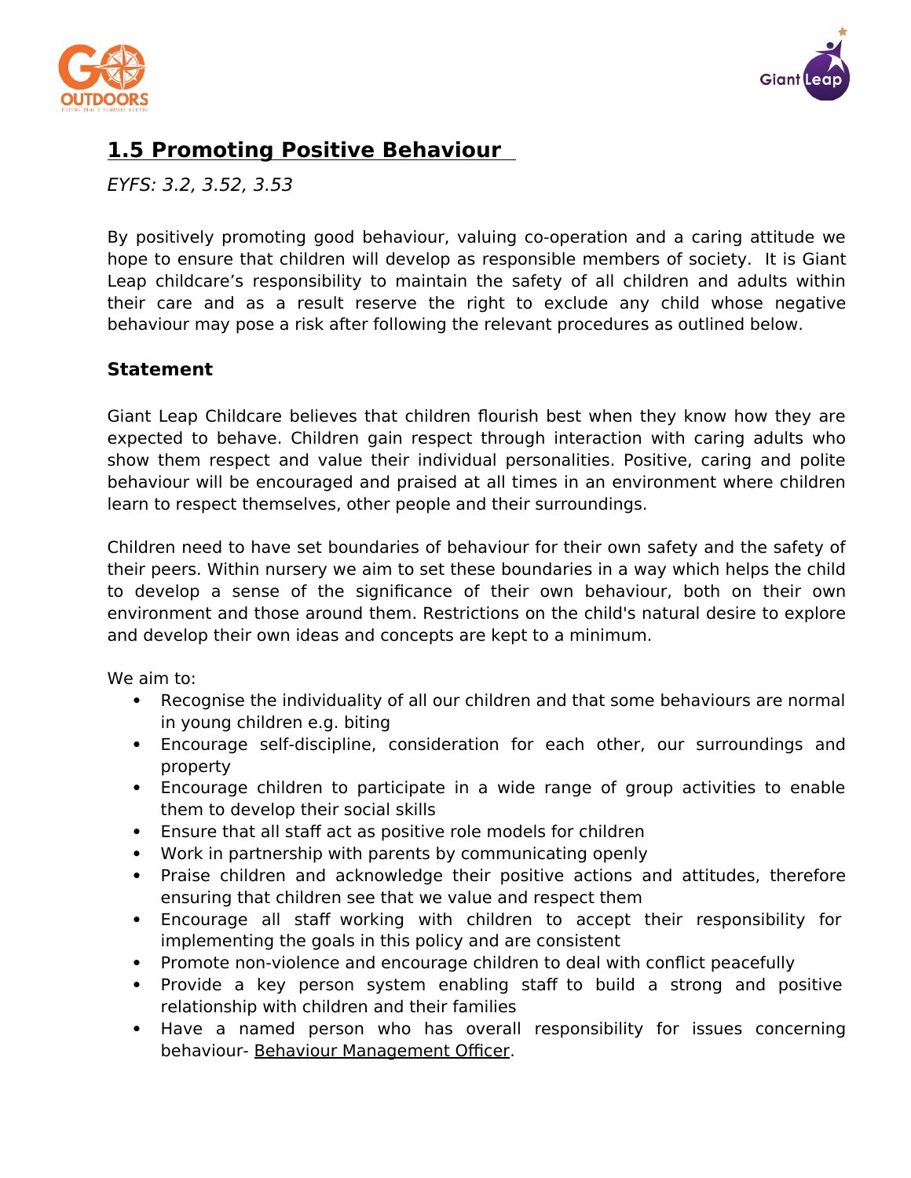# 1.5 Promoting Positive Behaviour

*EYFS: 3.2, 3.52, 3.53*

By positively promoting good behaviour, valuing co-operation and a caring attitude we hope to ensure that children will develop as responsible members of society. It is Giant Leap childcare's responsibility to maintain the safety of all children and adults within their care and as a result reserve the right to exclude any child whose negative behaviour may pose a risk after following the relevant procedures as outlined below.

## Statement

Giant Leap Childcare believes that children flourish best when they know how they are expected to behave. Children gain respect through interaction with caring adults who show them respect and value their individual personalities. Positive, caring and polite behaviour will be encouraged and praised at all times in an environment where children learn to respect themselves, other people and their surroundings.

Children need to have set boundaries of behaviour for their own safety and the safety of their peers. Within nursery we aim to set these boundaries in a way which helps the child to develop a sense of the significance of their own behaviour, both on their own environment and those around them. Restrictions on the child's natural desire to explore and develop their own ideas and concepts are kept to a minimum.

We aim to:

- Recognise the individuality of all our children and that some behaviours are normal in young children e.g. biting
- Encourage self-discipline, consideration for each other, our surroundings and property
- Encourage children to participate in a wide range of group activities to enable them to develop their social skills
- Ensure that all staff act as positive role models for children
- Work in partnership with parents by communicating openly
- Praise children and acknowledge their positive actions and attitudes, therefore ensuring that children see that we value and respect them
- Encourage all staff working with children to accept their responsibility for implementing the goals in this policy and are consistent
- Promote non-violence and encourage children to deal with conflict peacefully
- Provide a key person system enabling staff to build a strong and positive relationship with children and their families
- Have a named person who has overall responsibility for issues concerning behaviour- Behaviour Management Officer.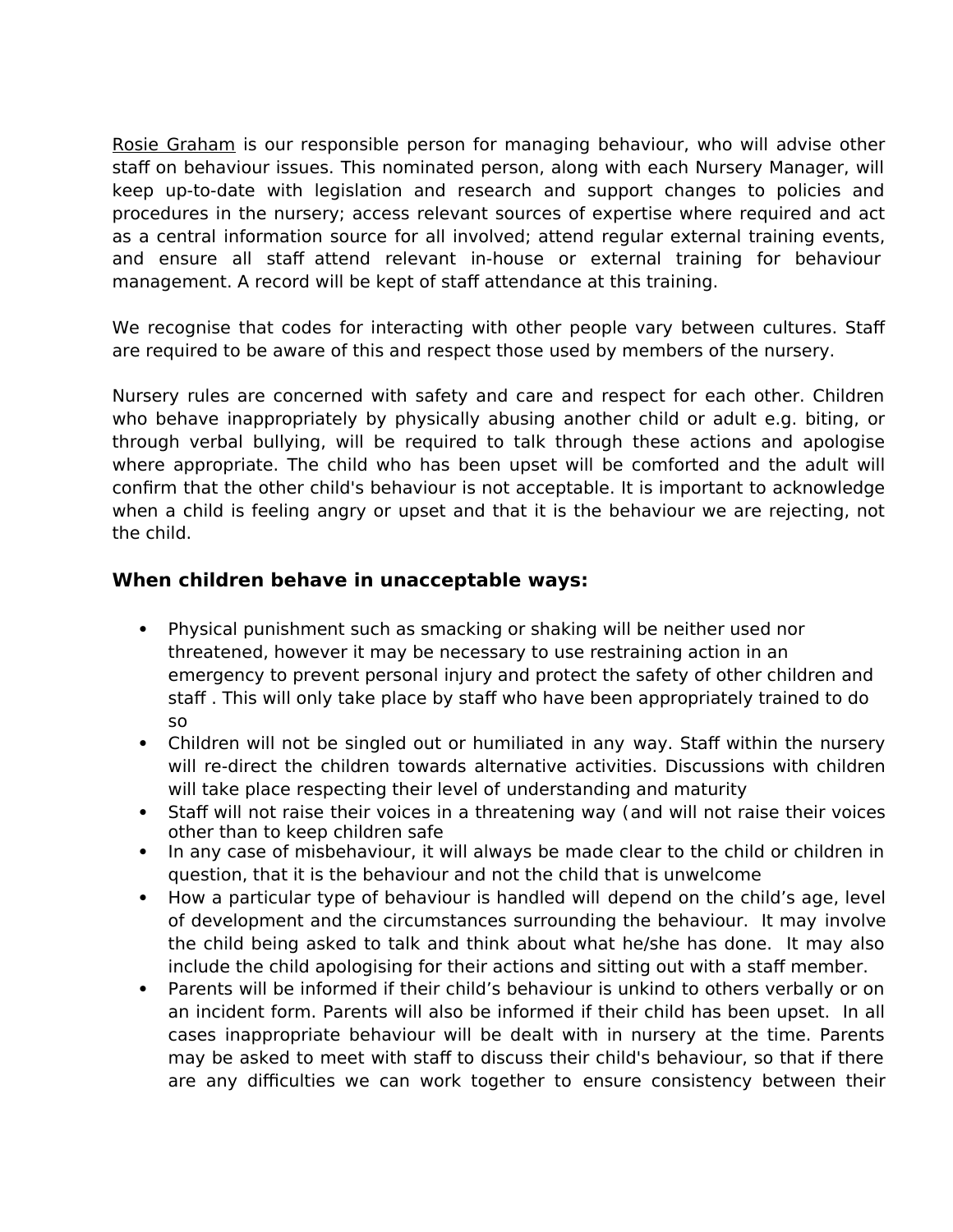Rosie Graham is our responsible person for managing behaviour, who will advise other staff on behaviour issues. This nominated person, along with each Nursery Manager, will keep up-to-date with legislation and research and support changes to policies and procedures in the nursery; access relevant sources of expertise where required and act as a central information source for all involved; attend regular external training events, and ensure all staff attend relevant in-house or external training for behaviour management. A record will be kept of staff attendance at this training.

We recognise that codes for interacting with other people vary between cultures. Staff are required to be aware of this and respect those used by members of the nursery.

Nursery rules are concerned with safety and care and respect for each other. Children who behave inappropriately by physically abusing another child or adult e.g. biting, or through verbal bullying, will be required to talk through these actions and apologise where appropriate. The child who has been upset will be comforted and the adult will confirm that the other child's behaviour is not acceptable. It is important to acknowledge when a child is feeling angry or upset and that it is the behaviour we are rejecting, not the child.

### When children behave in unacceptable ways:

- Physical punishment such as smacking or shaking will be neither used nor threatened, however it may be necessary to use restraining action in an emergency to prevent personal injury and protect the safety of other children and staff . This will only take place by staff who have been appropriately trained to do so
- Children will not be singled out or humiliated in any way. Staff within the nursery will re-direct the children towards alternative activities. Discussions with children will take place respecting their level of understanding and maturity
- Staff will not raise their voices in a threatening way (and will not raise their voices other than to keep children safe
- In any case of misbehaviour, it will always be made clear to the child or children in question, that it is the behaviour and not the child that is unwelcome
- How a particular type of behaviour is handled will depend on the child's age, level of development and the circumstances surrounding the behaviour. It may involve the child being asked to talk and think about what he/she has done. It may also include the child apologising for their actions and sitting out with a staff member.
- Parents will be informed if their child's behaviour is unkind to others verbally or on an incident form. Parents will also be informed if their child has been upset. In all cases inappropriate behaviour will be dealt with in nursery at the time. Parents may be asked to meet with staff to discuss their child's behaviour, so that if there are any difficulties we can work together to ensure consistency between their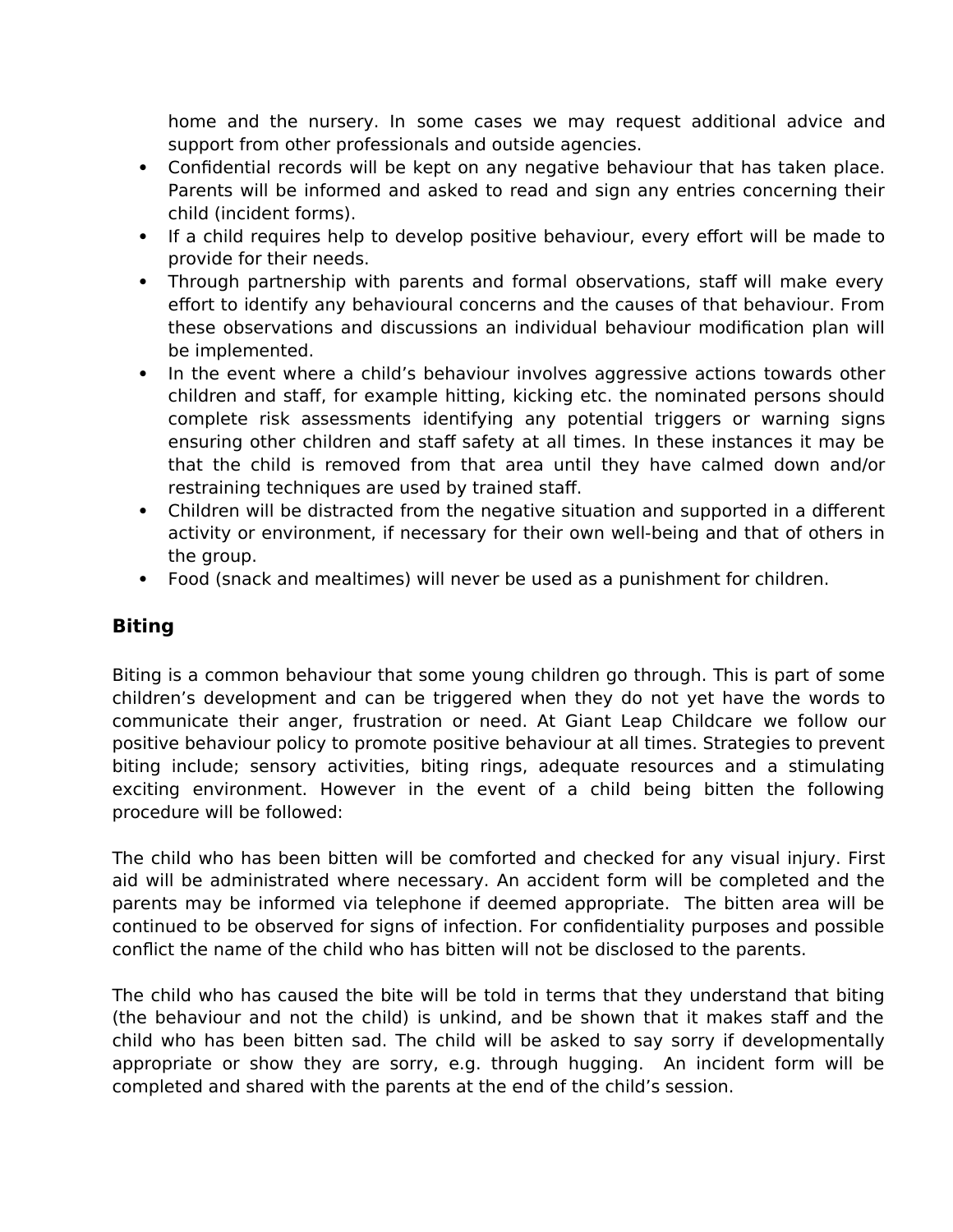home and the nursery. In some cases we may request additional advice and support from other professionals and outside agencies.

- Confidential records will be kept on any negative behaviour that has taken place. Parents will be informed and asked to read and sign any entries concerning their child (incident forms).
- If a child requires help to develop positive behaviour, every effort will be made to provide for their needs.
- Through partnership with parents and formal observations, staff will make every effort to identify any behavioural concerns and the causes of that behaviour. From these observations and discussions an individual behaviour modification plan will be implemented.
- In the event where a child's behaviour involves aggressive actions towards other children and staff, for example hitting, kicking etc. the nominated persons should complete risk assessments identifying any potential triggers or warning signs ensuring other children and staff safety at all times. In these instances it may be that the child is removed from that area until they have calmed down and/or restraining techniques are used by trained staff.
- Children will be distracted from the negative situation and supported in a different activity or environment, if necessary for their own well-being and that of others in the group.
- Food (snack and mealtimes) will never be used as a punishment for children.

## Biting

Biting is a common behaviour that some young children go through. This is part of some children's development and can be triggered when they do not yet have the words to communicate their anger, frustration or need. At Giant Leap Childcare we follow our positive behaviour policy to promote positive behaviour at all times. Strategies to prevent biting include; sensory activities, biting rings, adequate resources and a stimulating exciting environment. However in the event of a child being bitten the following procedure will be followed:

The child who has been bitten will be comforted and checked for any visual injury. First aid will be administrated where necessary. An accident form will be completed and the parents may be informed via telephone if deemed appropriate. The bitten area will be continued to be observed for signs of infection. For confidentiality purposes and possible conflict the name of the child who has bitten will not be disclosed to the parents.

The child who has caused the bite will be told in terms that they understand that biting (the behaviour and not the child) is unkind, and be shown that it makes staff and the child who has been bitten sad. The child will be asked to say sorry if developmentally appropriate or show they are sorry, e.g. through hugging. An incident form will be completed and shared with the parents at the end of the child's session.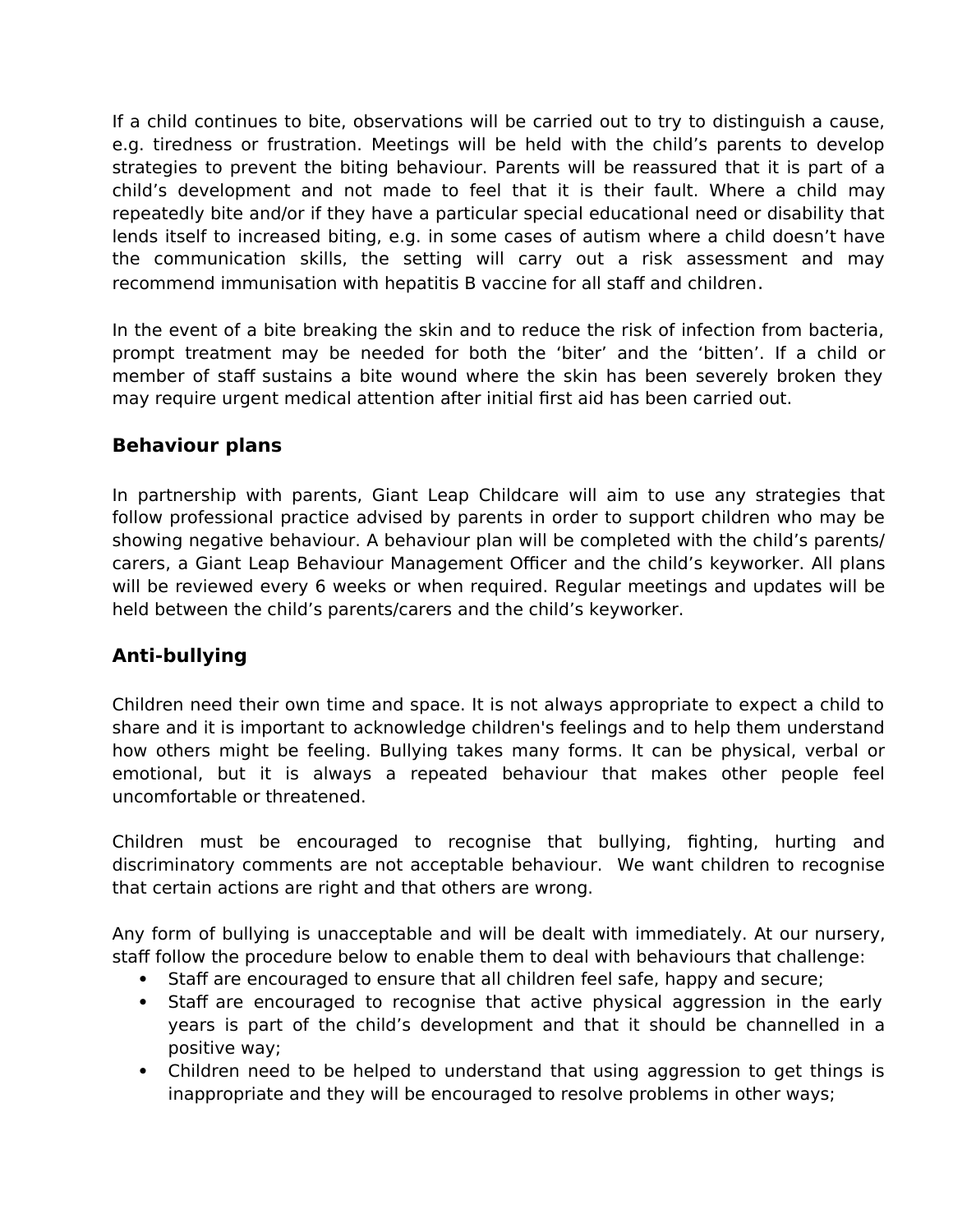If a child continues to bite, observations will be carried out to try to distinguish a cause, e.g. tiredness or frustration. Meetings will be held with the child's parents to develop strategies to prevent the biting behaviour. Parents will be reassured that it is part of a child's development and not made to feel that it is their fault. Where a child may repeatedly bite and/or if they have a particular special educational need or disability that lends itself to increased biting, e.g. in some cases of autism where a child doesn't have the communication skills, the setting will carry out a risk assessment and may recommend immunisation with hepatitis B vaccine for all staff and children.

In the event of a bite breaking the skin and to reduce the risk of infection from bacteria, prompt treatment may be needed for both the 'biter' and the 'bitten'. If a child or member of staff sustains a bite wound where the skin has been severely broken they may require urgent medical attention after initial first aid has been carried out.

### Behaviour plans

In partnership with parents, Giant Leap Childcare will aim to use any strategies that follow professional practice advised by parents in order to support children who may be showing negative behaviour. A behaviour plan will be completed with the child's parents/ carers, a Giant Leap Behaviour Management Officer and the child's keyworker. All plans will be reviewed every 6 weeks or when required. Regular meetings and updates will be held between the child's parents/carers and the child's keyworker.

### Anti-bullying

Children need their own time and space. It is not always appropriate to expect a child to share and it is important to acknowledge children's feelings and to help them understand how others might be feeling. Bullying takes many forms. It can be physical, verbal or emotional, but it is always a repeated behaviour that makes other people feel uncomfortable or threatened.

Children must be encouraged to recognise that bullying, fighting, hurting and discriminatory comments are not acceptable behaviour. We want children to recognise that certain actions are right and that others are wrong.

Any form of bullying is unacceptable and will be dealt with immediately. At our nursery, staff follow the procedure below to enable them to deal with behaviours that challenge:

- Staff are encouraged to ensure that all children feel safe, happy and secure;
- Staff are encouraged to recognise that active physical aggression in the early years is part of the child's development and that it should be channelled in a positive way;
- Children need to be helped to understand that using aggression to get things is inappropriate and they will be encouraged to resolve problems in other ways;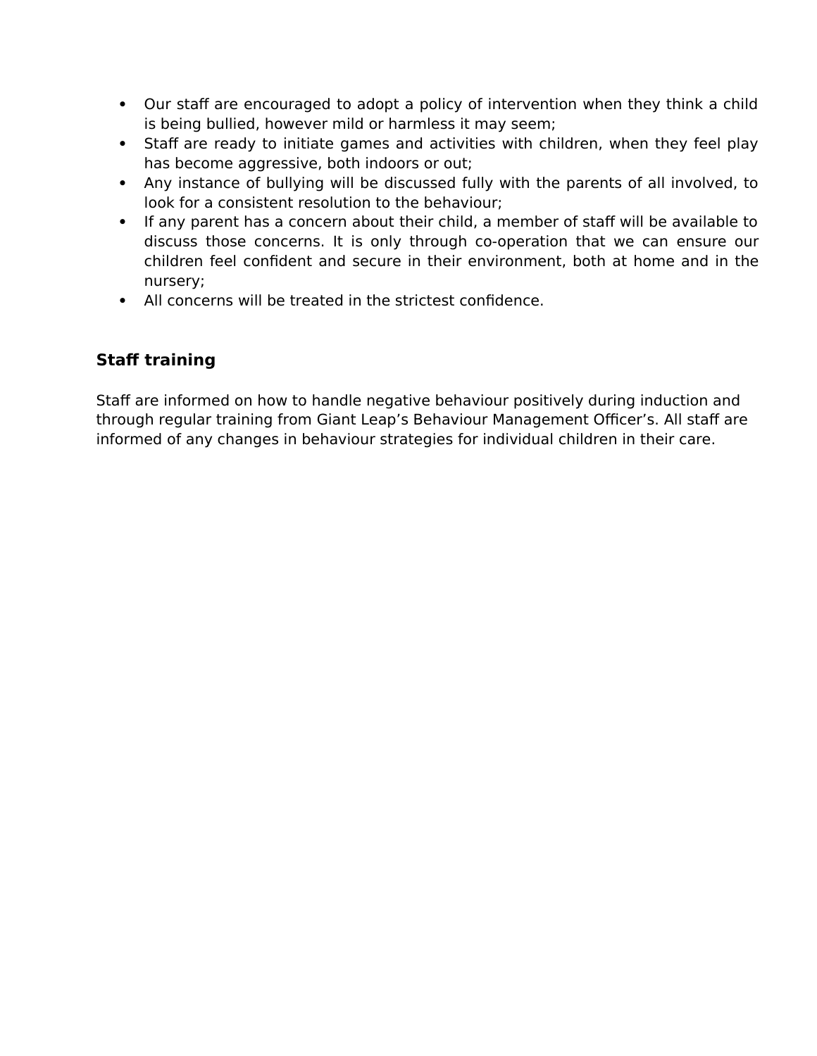- Our staff are encouraged to adopt a policy of intervention when they think a child is being bullied, however mild or harmless it may seem;
- Staff are ready to initiate games and activities with children, when they feel play has become aggressive, both indoors or out;
- Any instance of bullying will be discussed fully with the parents of all involved, to look for a consistent resolution to the behaviour;
- If any parent has a concern about their child, a member of staff will be available to discuss those concerns. It is only through co-operation that we can ensure our children feel confident and secure in their environment, both at home and in the nursery;
- All concerns will be treated in the strictest confidence.

## Staff training

Staff are informed on how to handle negative behaviour positively during induction and through regular training from Giant Leap's Behaviour Management Officer's. All staff are informed of any changes in behaviour strategies for individual children in their care.